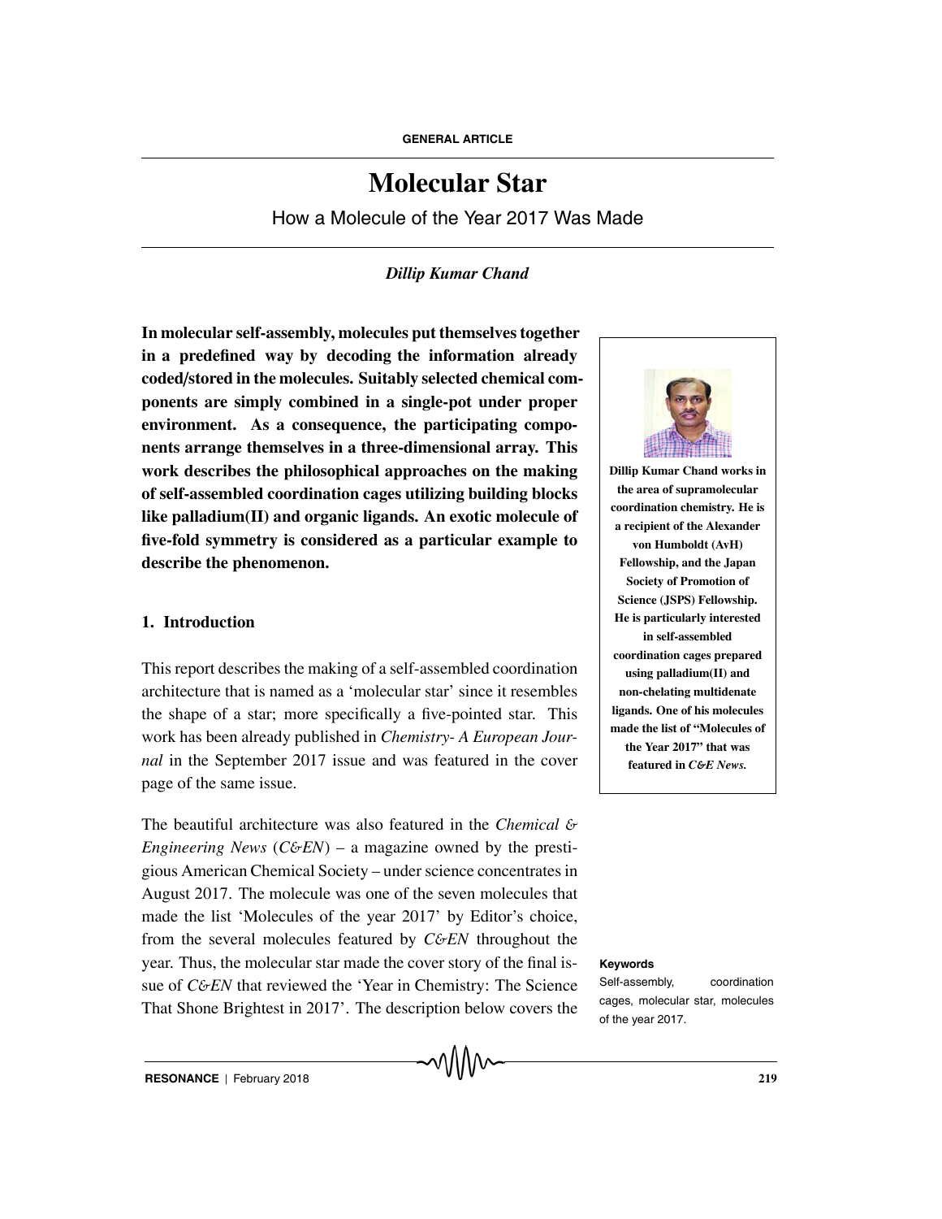GENERAL ARTICLE

# Molecular Star

How a Molecule of the Year 2017 Was Made

*Dillip Kumar Chand*

**In molecular self-assembly, molecules put themselves together in a predefined way by decoding the information already coded/stored in the molecules. Suitably selected chemical components are simply combined in a single-pot under proper environment. As a consequence, the participating components arrange themselves in a three-dimensional array. This work describes the philosophical approaches on the making of self-assembled coordination cages utilizing building blocks like palladium(II) and organic ligands. An exotic molecule of five-fold symmetry is considered as a particular example to describe the phenomenon.**

**Dillip Kumar Chand works in the area of supramolecular coordination chemistry. He is a recipient of the Alexander von Humboldt (AvH) Fellowship, and the Japan Society of Promotion of Science (JSPS) Fellowship. He is particularly interested in self-assembled coordination cages prepared using palladium(II) and non-chelating multidenate ligands. One of his molecules made the list of "Molecules of the Year 2017" that was featured in *C&E News.***

## 1. Introduction

This report describes the making of a self-assembled coordination architecture that is named as a 'molecular star' since it resembles the shape of a star; more specifically a five-pointed star. This work has been already published in *Chemistry- A European Journal* in the September 2017 issue and was featured in the cover page of the same issue.

The beautiful architecture was also featured in the *Chemical & Engineering News* (*C&EN*) – a magazine owned by the prestigious American Chemical Society – under science concentrates in August 2017. The molecule was one of the seven molecules that made the list 'Molecules of the year 2017' by Editor's choice, from the several molecules featured by *C&EN* throughout the year. Thus, the molecular star made the cover story of the final issue of *C&EN* that reviewed the 'Year in Chemistry: The Science That Shone Brightest in 2017'. The description below covers the

**Keywords**

Self-assembly, coordination cages, molecular star, molecules of the year 2017.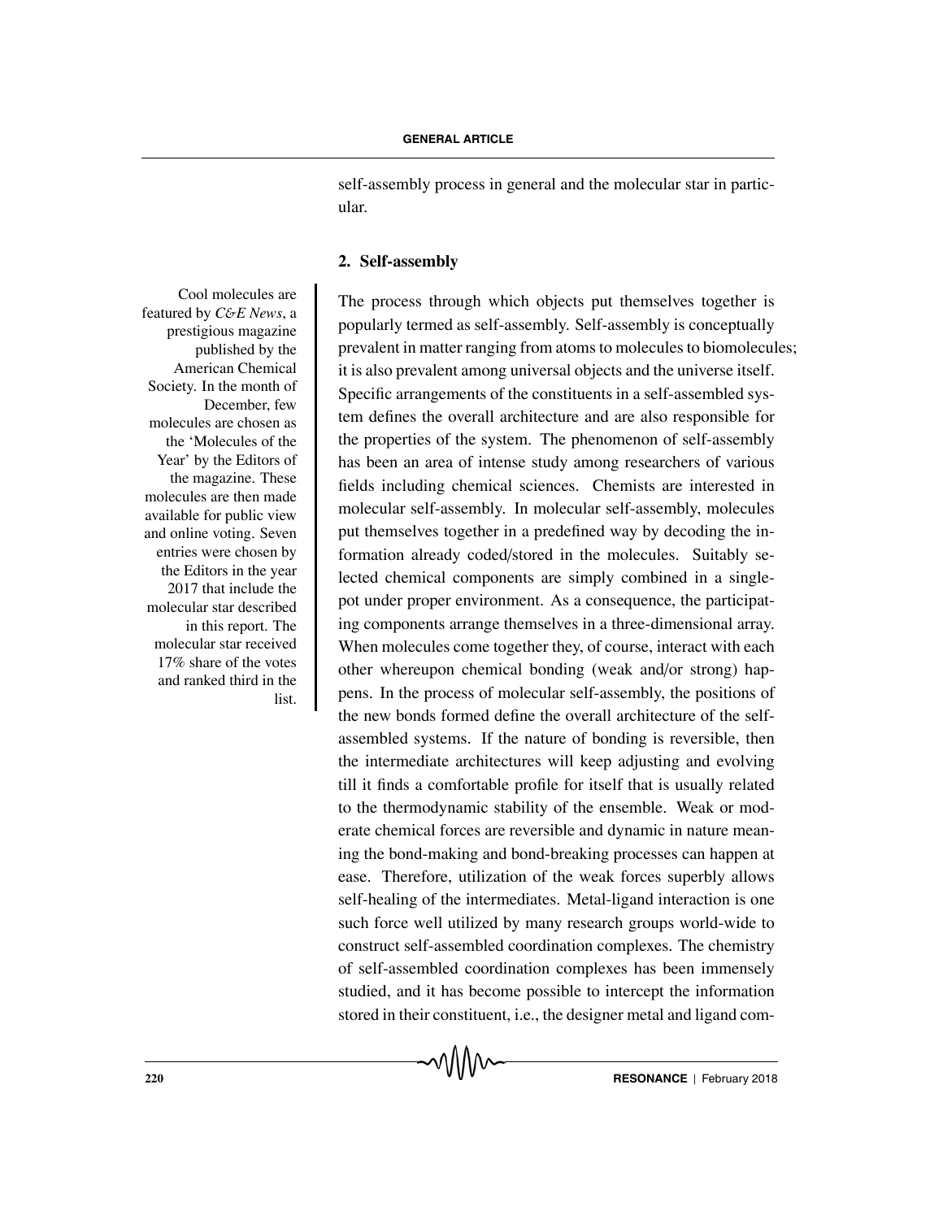self-assembly process in general and the molecular star in particular.

## 2. Self-assembly

Cool molecules are featured by *C&E News*, a prestigious magazine published by the American Chemical Society. In the month of December, few molecules are chosen as the 'Molecules of the Year' by the Editors of the magazine. These molecules are then made available for public view and online voting. Seven entries were chosen by the Editors in the year 2017 that include the molecular star described in this report. The molecular star received 17% share of the votes and ranked third in the list.

The process through which objects put themselves together is popularly termed as self-assembly. Self-assembly is conceptually prevalent in matter ranging from atoms to molecules to biomolecules; it is also prevalent among universal objects and the universe itself. Specific arrangements of the constituents in a self-assembled system defines the overall architecture and are also responsible for the properties of the system. The phenomenon of self-assembly has been an area of intense study among researchers of various fields including chemical sciences. Chemists are interested in molecular self-assembly. In molecular self-assembly, molecules put themselves together in a predefined way by decoding the information already coded/stored in the molecules. Suitably selected chemical components are simply combined in a single-pot under proper environment. As a consequence, the participating components arrange themselves in a three-dimensional array. When molecules come together they, of course, interact with each other whereupon chemical bonding (weak and/or strong) happens. In the process of molecular self-assembly, the positions of the new bonds formed define the overall architecture of the self-assembled systems. If the nature of bonding is reversible, then the intermediate architectures will keep adjusting and evolving till it finds a comfortable profile for itself that is usually related to the thermodynamic stability of the ensemble. Weak or moderate chemical forces are reversible and dynamic in nature meaning the bond-making and bond-breaking processes can happen at ease. Therefore, utilization of the weak forces superbly allows self-healing of the intermediates. Metal-ligand interaction is one such force well utilized by many research groups world-wide to construct self-assembled coordination complexes. The chemistry of self-assembled coordination complexes has been immensely studied, and it has become possible to intercept the information stored in their constituent, i.e., the designer metal and ligand com-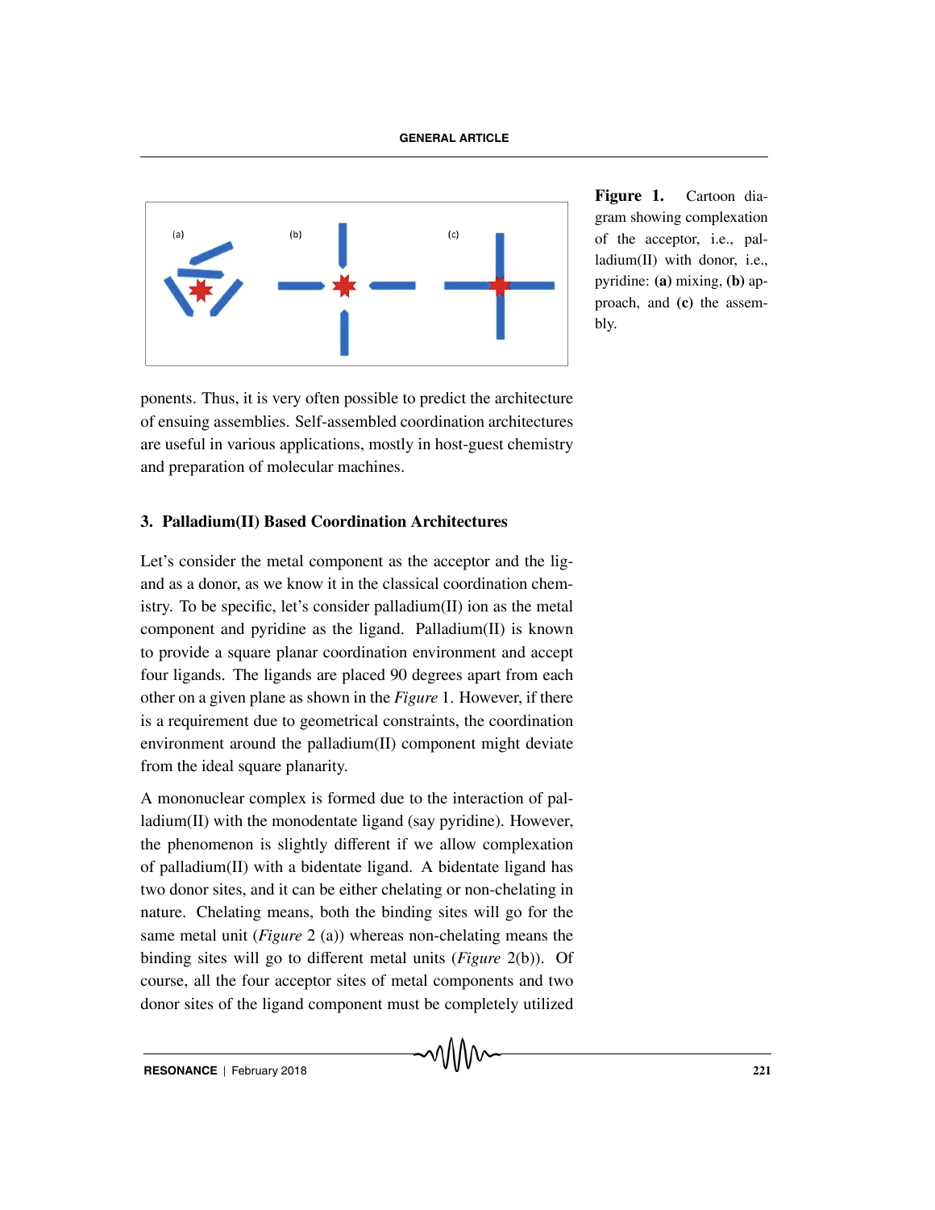Figure 1. Cartoon diagram showing complexation of the acceptor, i.e., palladium(II) with donor, i.e., pyridine: **(a)** mixing, **(b)** approach, and **(c)** the assembly.

ponents. Thus, it is very often possible to predict the architecture of ensuing assemblies. Self-assembled coordination architectures are useful in various applications, mostly in host-guest chemistry and preparation of molecular machines.

## 3. Palladium(II) Based Coordination Architectures

Let's consider the metal component as the acceptor and the ligand as a donor, as we know it in the classical coordination chemistry. To be specific, let's consider palladium(II) ion as the metal component and pyridine as the ligand. Palladium(II) is known to provide a square planar coordination environment and accept four ligands. The ligands are placed 90 degrees apart from each other on a given plane as shown in the *Figure* 1. However, if there is a requirement due to geometrical constraints, the coordination environment around the palladium(II) component might deviate from the ideal square planarity.

A mononuclear complex is formed due to the interaction of palladium(II) with the monodentate ligand (say pyridine). However, the phenomenon is slightly different if we allow complexation of palladium(II) with a bidentate ligand. A bidentate ligand has two donor sites, and it can be either chelating or non-chelating in nature. Chelating means, both the binding sites will go for the same metal unit (*Figure* 2 (a)) whereas non-chelating means the binding sites will go to different metal units (*Figure* 2(b)). Of course, all the four acceptor sites of metal components and two donor sites of the ligand component must be completely utilized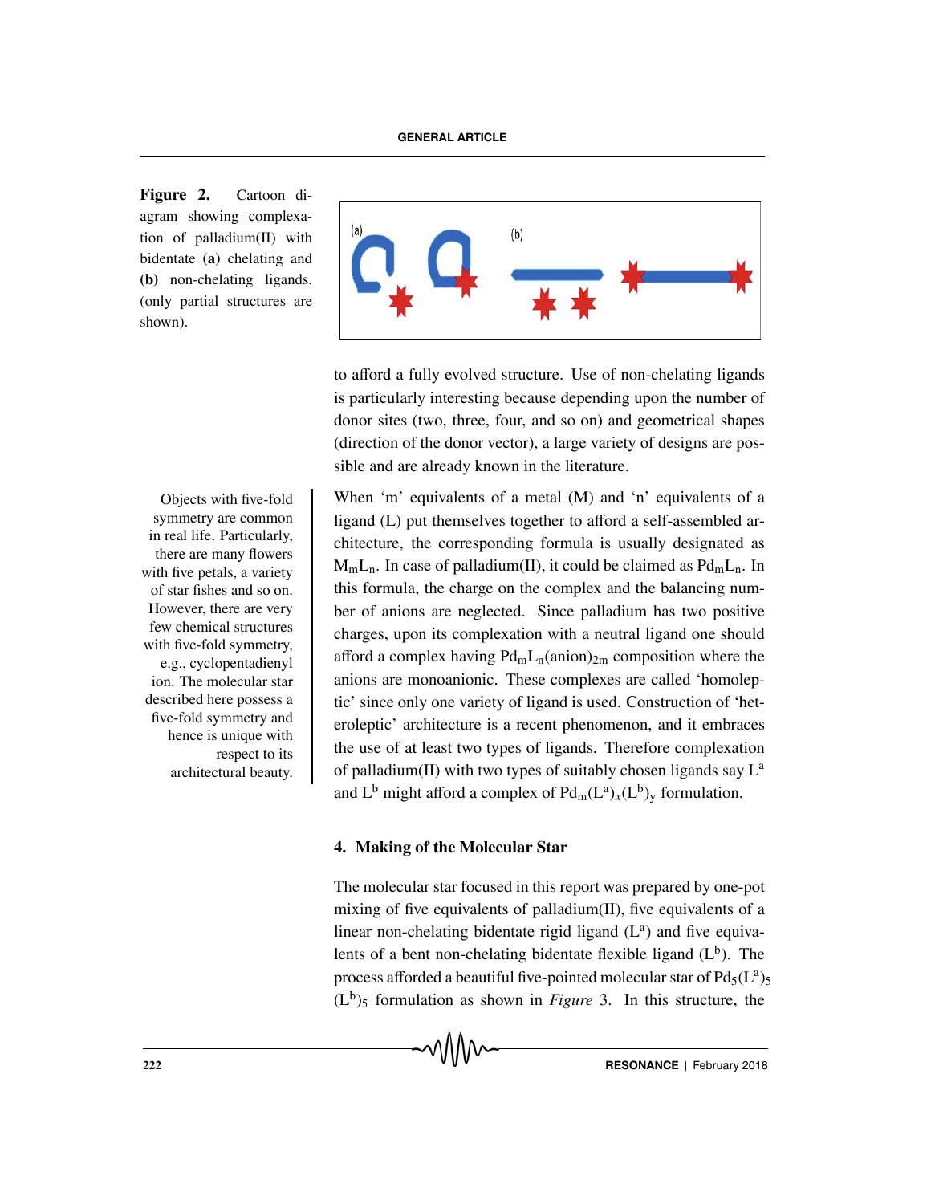**Figure 2.** Cartoon diagram showing complexation of palladium(II) with bidentate **(a)** chelating and **(b)** non-chelating ligands. (only partial structures are shown).

to afford a fully evolved structure. Use of non-chelating ligands is particularly interesting because depending upon the number of donor sites (two, three, four, and so on) and geometrical shapes (direction of the donor vector), a large variety of designs are possible and are already known in the literature.

Objects with five-fold symmetry are common in real life. Particularly, there are many flowers with five petals, a variety of star fishes and so on. However, there are very few chemical structures with five-fold symmetry, e.g., cyclopentadienyl ion. The molecular star described here possess a five-fold symmetry and hence is unique with respect to its architectural beauty.

When 'm' equivalents of a metal (M) and 'n' equivalents of a ligand (L) put themselves together to afford a self-assembled architecture, the corresponding formula is usually designated as $M_mL_n$. In case of palladium(II), it could be claimed as $Pd_mL_n$. In this formula, the charge on the complex and the balancing number of anions are neglected. Since palladium has two positive charges, upon its complexation with a neutral ligand one should afford a complex having $Pd_mL_n(\text{anion})_{2m}$ composition where the anions are monoanionic. These complexes are called 'homoleptic' since only one variety of ligand is used. Construction of 'heteroleptic' architecture is a recent phenomenon, and it embraces the use of at least two types of ligands. Therefore complexation of palladium(II) with two types of suitably chosen ligands say $L^a$ and $L^b$ might afford a complex of $Pd_m(L^a)_x(L^b)_y$ formulation.

## 4. Making of the Molecular Star

The molecular star focused in this report was prepared by one-pot mixing of five equivalents of palladium(II), five equivalents of a linear non-chelating bidentate rigid ligand ($L^a$) and five equivalents of a bent non-chelating bidentate flexible ligand ($L^b$). The process afforded a beautiful five-pointed molecular star of $Pd_5(L^a)_5(L^b)_5$ formulation as shown in *Figure* 3. In this structure, the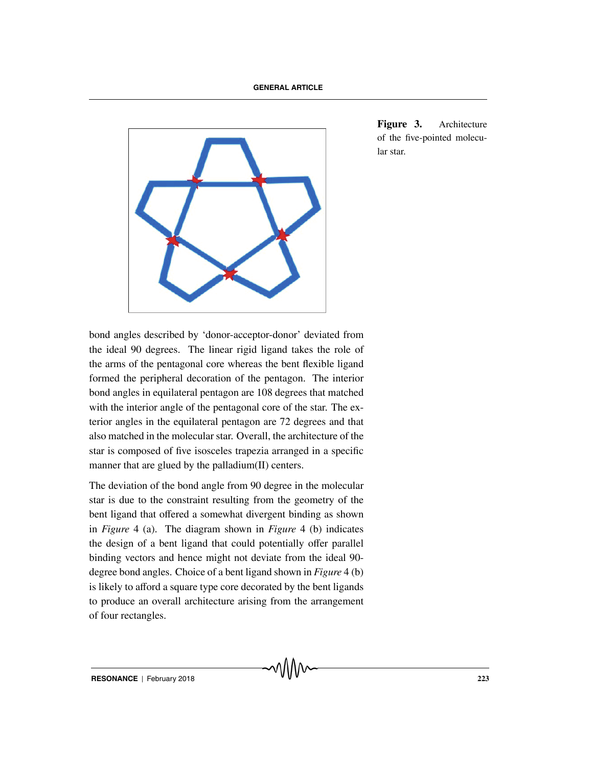**Figure 3.** Architecture of the five-pointed molecular star.

bond angles described by 'donor-acceptor-donor' deviated from the ideal 90 degrees. The linear rigid ligand takes the role of the arms of the pentagonal core whereas the bent flexible ligand formed the peripheral decoration of the pentagon. The interior bond angles in equilateral pentagon are 108 degrees that matched with the interior angle of the pentagonal core of the star. The exterior angles in the equilateral pentagon are 72 degrees and that also matched in the molecular star. Overall, the architecture of the star is composed of five isosceles trapezia arranged in a specific manner that are glued by the palladium(II) centers.

The deviation of the bond angle from 90 degree in the molecular star is due to the constraint resulting from the geometry of the bent ligand that offered a somewhat divergent binding as shown in *Figure* 4 (a). The diagram shown in *Figure* 4 (b) indicates the design of a bent ligand that could potentially offer parallel binding vectors and hence might not deviate from the ideal 90-degree bond angles. Choice of a bent ligand shown in *Figure* 4 (b) is likely to afford a square type core decorated by the bent ligands to produce an overall architecture arising from the arrangement of four rectangles.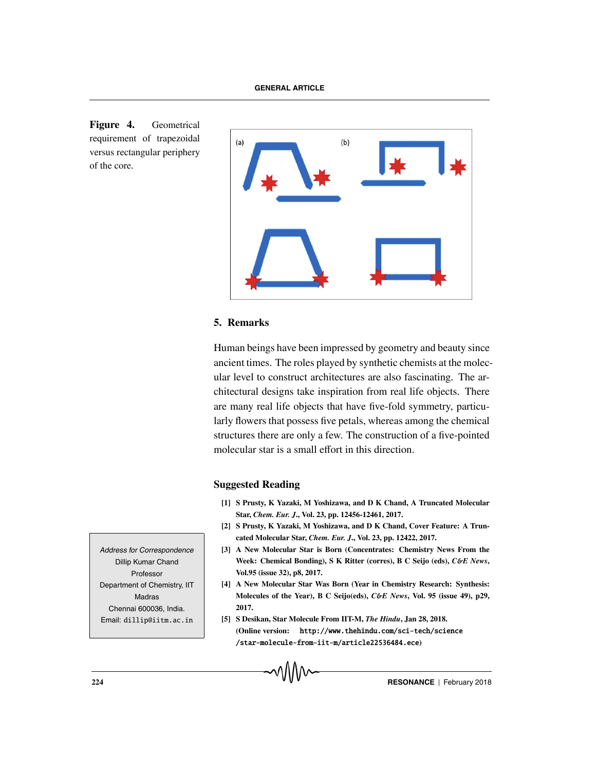**Figure 4.** Geometrical requirement of trapezoidal versus rectangular periphery of the core.

(a)

(b)

## 5. Remarks

Human beings have been impressed by geometry and beauty since ancient times. The roles played by synthetic chemists at the molecular level to construct architectures are also fascinating. The architectural designs take inspiration from real life objects. There are many real life objects that have five-fold symmetry, particularly flowers that possess five petals, whereas among the chemical structures there are only a few. The construction of a five-pointed molecular star is a small effort in this direction.

## Suggested Reading

[1] S Prusty, K Yazaki, M Yoshizawa, and D K Chand, A Truncated Molecular Star, *Chem. Eur. J.*, Vol. 23, pp. 12456-12461, 2017.

[2] S Prusty, K Yazaki, M Yoshizawa, and D K Chand, Cover Feature: A Truncated Molecular Star, *Chem. Eur. J.*, Vol. 23, pp. 12422, 2017.

[3] A New Molecular Star is Born (Concentrates: Chemistry News From the Week: Chemical Bonding), S K Ritter (corres), B C Seijo (eds), *C&E News*, Vol.95 (issue 32), p8, 2017.

[4] A New Molecular Star Was Born (Year in Chemistry Research: Synthesis: Molecules of the Year), B C Seijo(eds), *C&E News*, Vol. 95 (issue 49), p29, 2017.

[5] S Desikan, Star Molecule From IIT-M, *The Hindu*, Jan 28, 2018. (Online version: `http://www.thehindu.com/sci-tech/science/star-molecule-from-iit-m/article22536484.ece`)

*Address for Correspondence*
Dillip Kumar Chand
Professor
Department of Chemistry, IIT Madras
Chennai 600036, India.
Email: `dillip@iitm.ac.in`